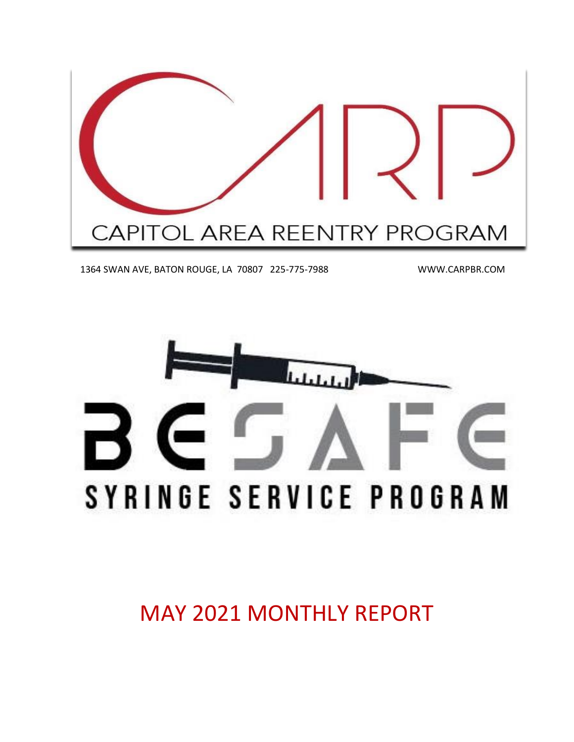# CARP

CAPITOL AREA REENTRY PROGRAM

1364 SWAN AVE, BATON ROUGE, LA 70807 225-775-7988 WWW.CARPBR.COM

# BE SAFE

## SYRINGE SERVICE PROGRAM

# MAY 2021 MONTHLY REPORT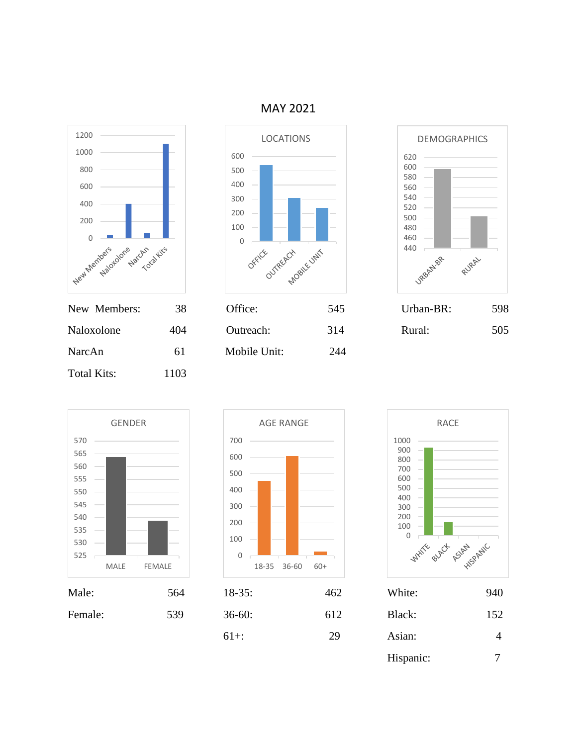# MAY 2021

| | |
|---|---|
| New Members: | 38 |
| Naloxolone | 404 |
| NarcAn | 61 |
| Total Kits: | 1103 |

**LOCATIONS**

| | |
|---|---|
| Office: | 545 |
| Outreach: | 314 |
| Mobile Unit: | 244 |

**DEMOGRAPHICS**

| | |
|---|---|
| Urban-BR: | 598 |
| Rural: | 505 |

**GENDER**

| | |
|---|---|
| Male: | 564 |
| Female: | 539 |

**AGE RANGE**

| | |
|---|---|
| 18-35: | 462 |
| 36-60: | 612 |
| 61+: | 29 |

**RACE**

| | |
|---|---|
| White: | 940 |
| Black: | 152 |
| Asian: | 4 |
| Hispanic: | 7 |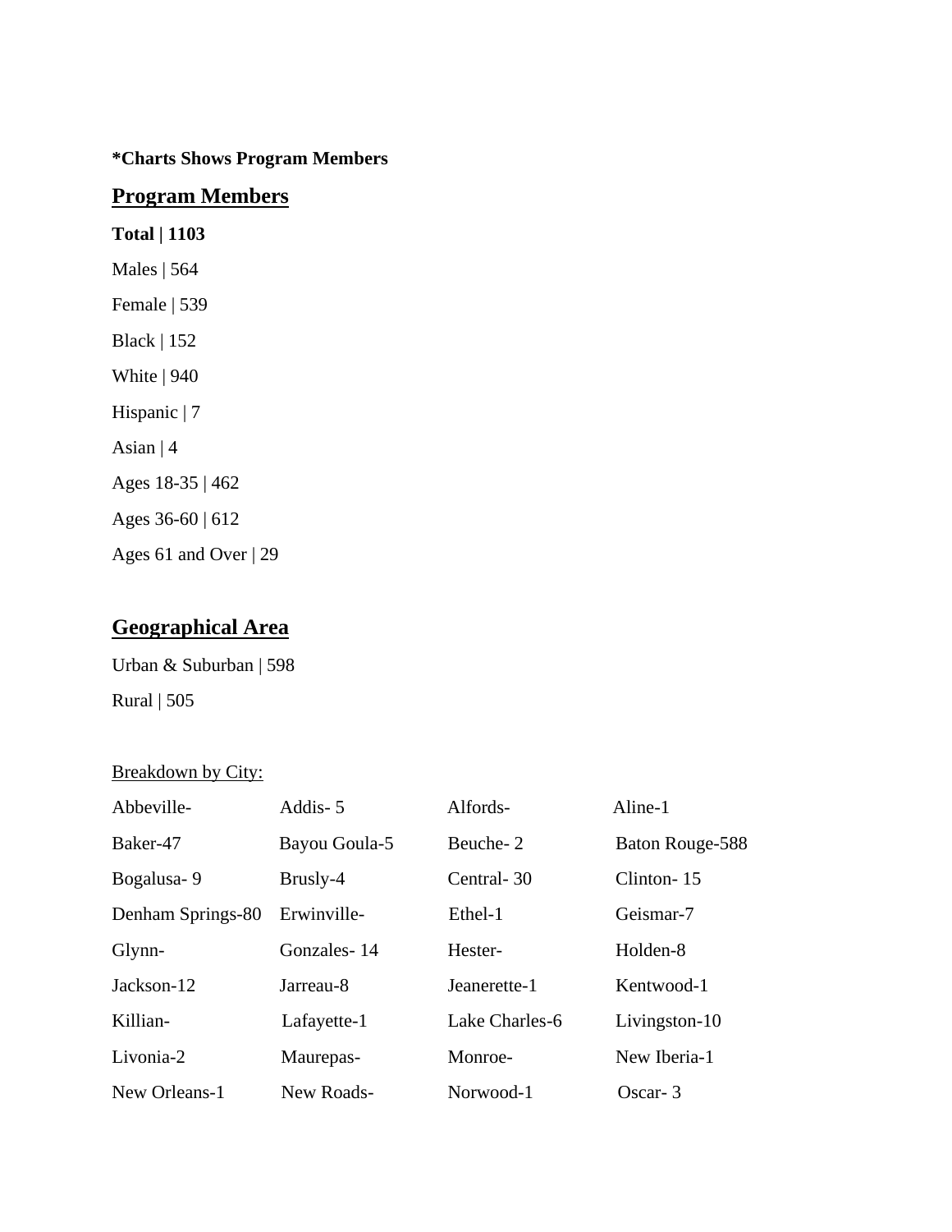**\*Charts Shows Program Members**

## Program Members

**Total | 1103**

Males | 564

Female | 539

Black | 152

White | 940

Hispanic | 7

Asian | 4

Ages 18-35 | 462

Ages 36-60 | 612

Ages 61 and Over | 29

## Geographical Area

Urban & Suburban | 598

Rural | 505

Breakdown by City:

| | | | |
|---|---|---|---|
| Abbeville- | Addis- 5 | Alfords- | Aline-1 |
| Baker-47 | Bayou Goula-5 | Beuche- 2 | Baton Rouge-588 |
| Bogalusa- 9 | Brusly-4 | Central- 30 | Clinton- 15 |
| Denham Springs-80 | Erwinville- | Ethel-1 | Geismar-7 |
| Glynn- | Gonzales- 14 | Hester- | Holden-8 |
| Jackson-12 | Jarreau-8 | Jeanerette-1 | Kentwood-1 |
| Killian- | Lafayette-1 | Lake Charles-6 | Livingston-10 |
| Livonia-2 | Maurepas- | Monroe- | New Iberia-1 |
| New Orleans-1 | New Roads- | Norwood-1 | Oscar- 3 |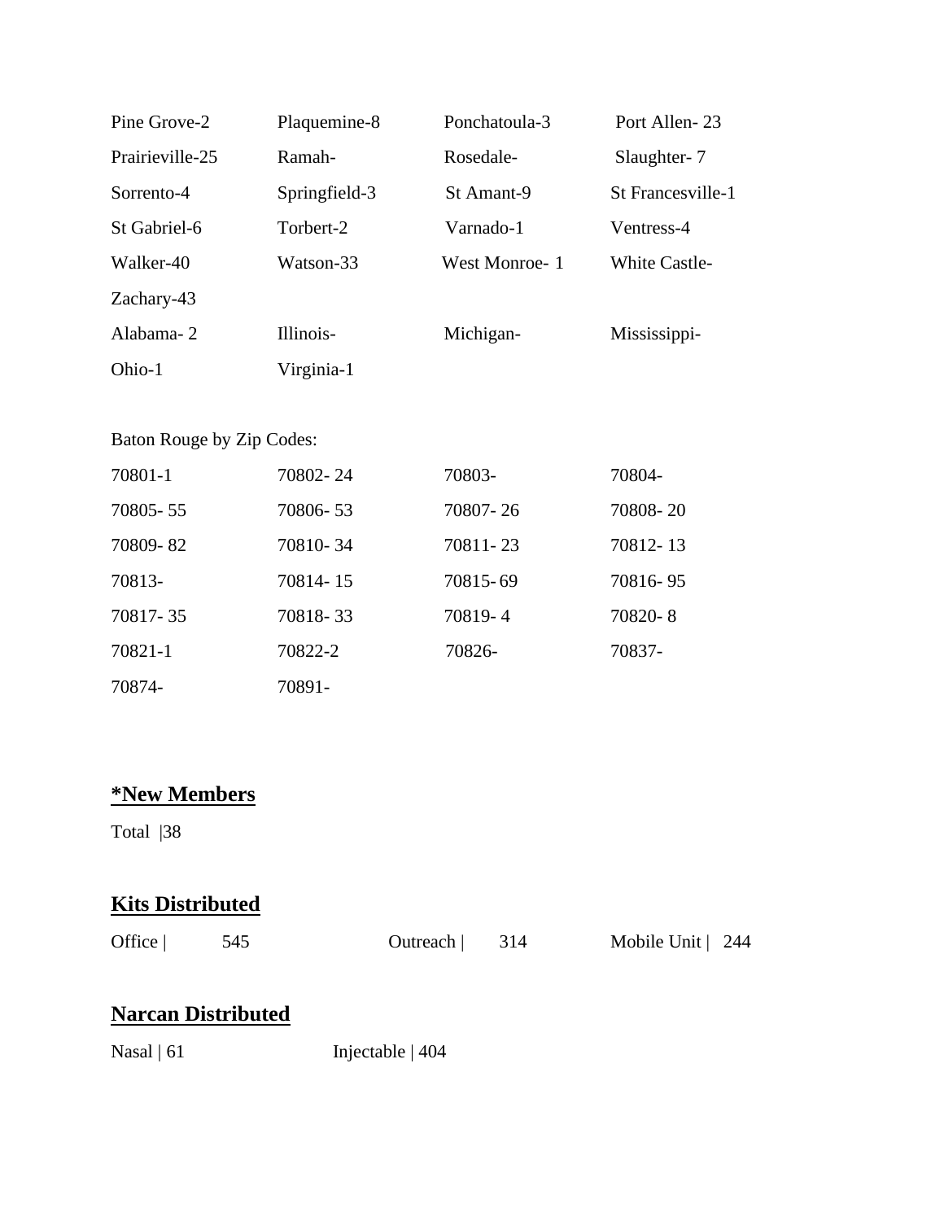| | | | |
|---|---|---|---|
| Pine Grove-2 | Plaquemine-8 | Ponchatoula-3 | Port Allen- 23 |
| Prairieville-25 | Ramah- | Rosedale- | Slaughter- 7 |
| Sorrento-4 | Springfield-3 | St Amant-9 | St Francesville-1 |
| St Gabriel-6 | Torbert-2 | Varnado-1 | Ventress-4 |
| Walker-40 | Watson-33 | West Monroe- 1 | White Castle- |
| Zachary-43 | | | |
| Alabama- 2 | Illinois- | Michigan- | Mississippi- |
| Ohio-1 | Virginia-1 | | |

Baton Rouge by Zip Codes:

| | | | |
|---|---|---|---|
| 70801-1 | 70802- 24 | 70803- | 70804- |
| 70805- 55 | 70806- 53 | 70807- 26 | 70808- 20 |
| 70809- 82 | 70810- 34 | 70811- 23 | 70812- 13 |
| 70813- | 70814- 15 | 70815- 69 | 70816- 95 |
| 70817- 35 | 70818- 33 | 70819- 4 | 70820- 8 |
| 70821-1 | 70822-2 | 70826- | 70837- |
| 70874- | 70891- | | |

## *New Members

Total |38

## Kits Distributed

Office | 545 Outreach | 314 Mobile Unit | 244

## Narcan Distributed

Nasal | 61 Injectable | 404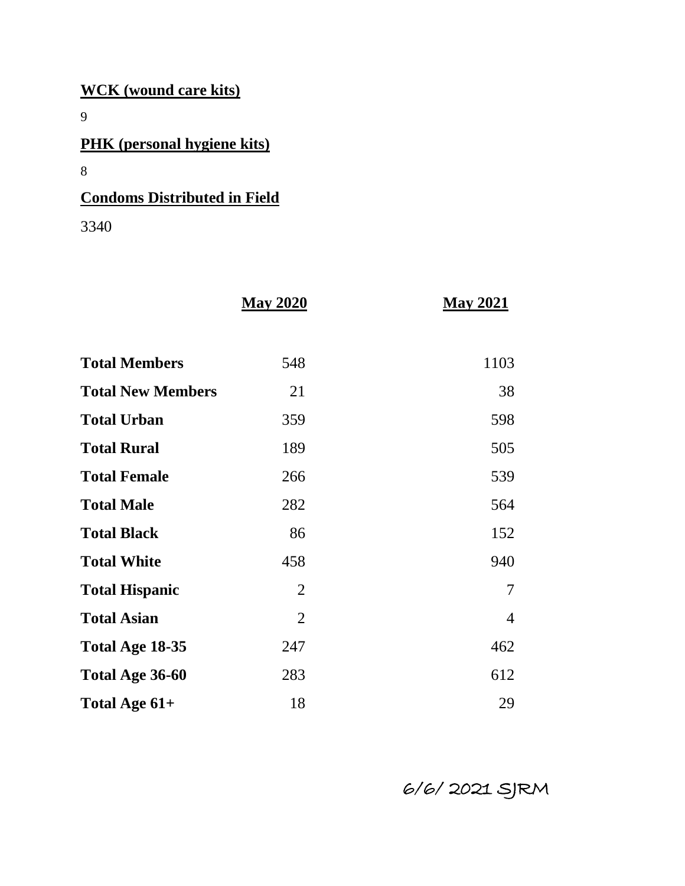**WCK (wound care kits)**

9

**PHK (personal hygiene kits)**

8

**Condoms Distributed in Field**

3340

| | May 2020 | May 2021 |
|---|---|---|
| **Total Members** | 548 | 1103 |
| **Total New Members** | 21 | 38 |
| **Total Urban** | 359 | 598 |
| **Total Rural** | 189 | 505 |
| **Total Female** | 266 | 539 |
| **Total Male** | 282 | 564 |
| **Total Black** | 86 | 152 |
| **Total White** | 458 | 940 |
| **Total Hispanic** | 2 | 7 |
| **Total Asian** | 2 | 4 |
| **Total Age 18-35** | 247 | 462 |
| **Total Age 36-60** | 283 | 612 |
| **Total Age 61+** | 18 | 29 |

6/6/ 2021 SJRM